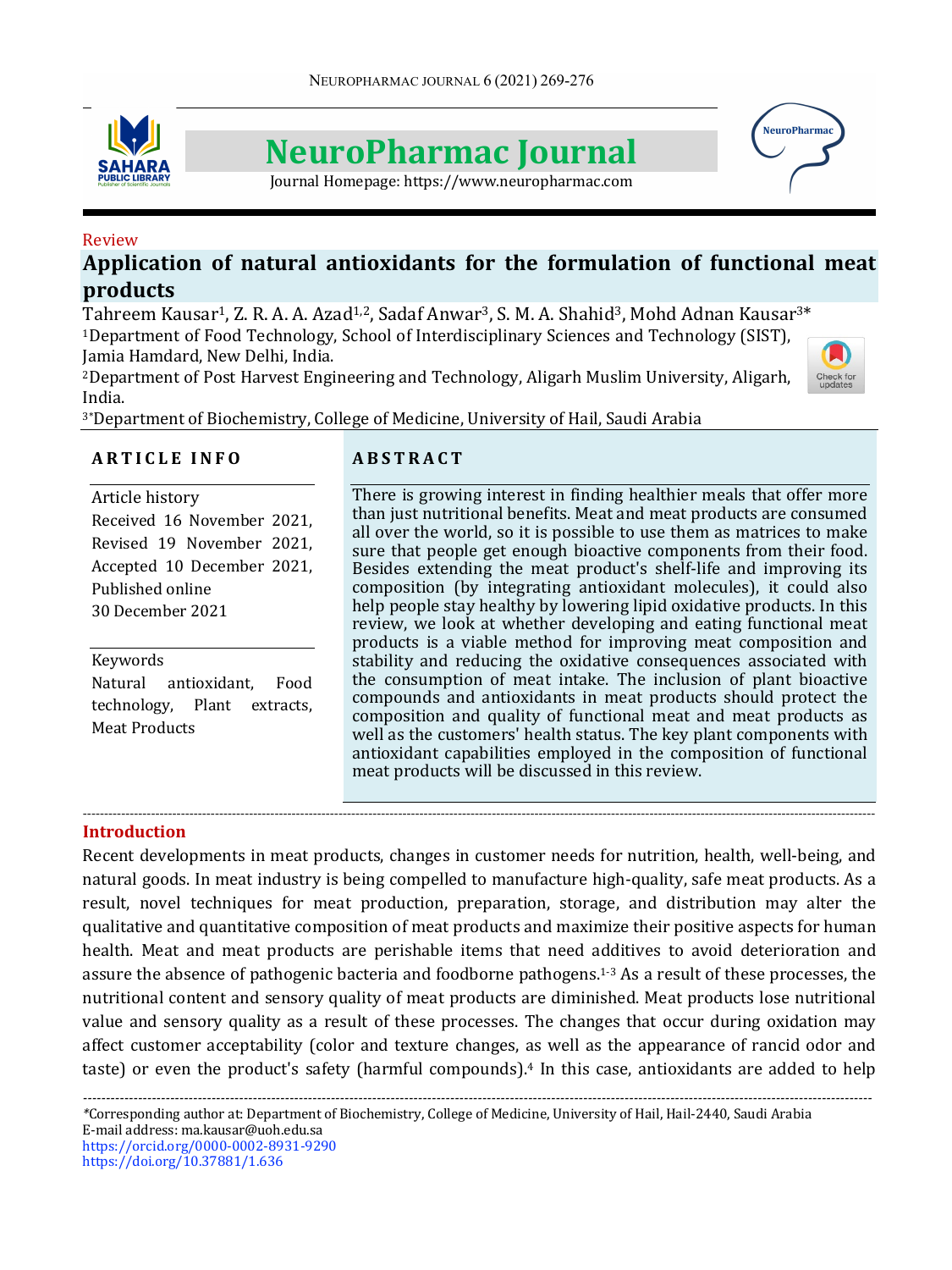Review

# Application of natural antioxidants for the formulation of functional meat products

Tahreem Kausar[1], Z. R. A. A. Azad[1,2], Sadaf Anwar[3], S. M. A. Shahid[3], Mohd Adnan Kausar[3]*

[1]Department of Food Technology, School of Interdisciplinary Sciences and Technology (SIST), Jamia Hamdard, New Delhi, India.

[2]Department of Post Harvest Engineering and Technology, Aligarh Muslim University, Aligarh, India.

[3*]Department of Biochemistry, College of Medicine, University of Hail, Saudi Arabia

## ARTICLE INFO

Article history
Received 16 November 2021,
Revised 19 November 2021,
Accepted 10 December 2021,
Published online
30 December 2021

Keywords
Natural antioxidant, Food technology, Plant extracts, Meat Products

## ABSTRACT

There is growing interest in finding healthier meals that offer more than just nutritional benefits. Meat and meat products are consumed all over the world, so it is possible to use them as matrices to make sure that people get enough bioactive components from their food. Besides extending the meat product's shelf-life and improving its composition (by integrating antioxidant molecules), it could also help people stay healthy by lowering lipid oxidative products. In this review, we look at whether developing and eating functional meat products is a viable method for improving meat composition and stability and reducing the oxidative consequences associated with the consumption of meat intake. The inclusion of plant bioactive compounds and antioxidants in meat products should protect the composition and quality of functional meat and meat products as well as the customers' health status. The key plant components with antioxidant capabilities employed in the composition of functional meat products will be discussed in this review.

## Introduction

Recent developments in meat products, changes in customer needs for nutrition, health, well-being, and natural goods. In meat industry is being compelled to manufacture high-quality, safe meat products. As a result, novel techniques for meat production, preparation, storage, and distribution may alter the qualitative and quantitative composition of meat products and maximize their positive aspects for human health. Meat and meat products are perishable items that need additives to avoid deterioration and assure the absence of pathogenic bacteria and foodborne pathogens.[1-3] As a result of these processes, the nutritional content and sensory quality of meat products are diminished. Meat products lose nutritional value and sensory quality as a result of these processes. The changes that occur during oxidation may affect customer acceptability (color and texture changes, as well as the appearance of rancid odor and taste) or even the product's safety (harmful compounds).[4] In this case, antioxidants are added to help

*Corresponding author at: Department of Biochemistry, College of Medicine, University of Hail, Hail-2440, Saudi Arabia
E-mail address: ma.kausar@uoh.edu.sa
https://orcid.org/0000-0002-8931-9290
https://doi.org/10.37881/1.636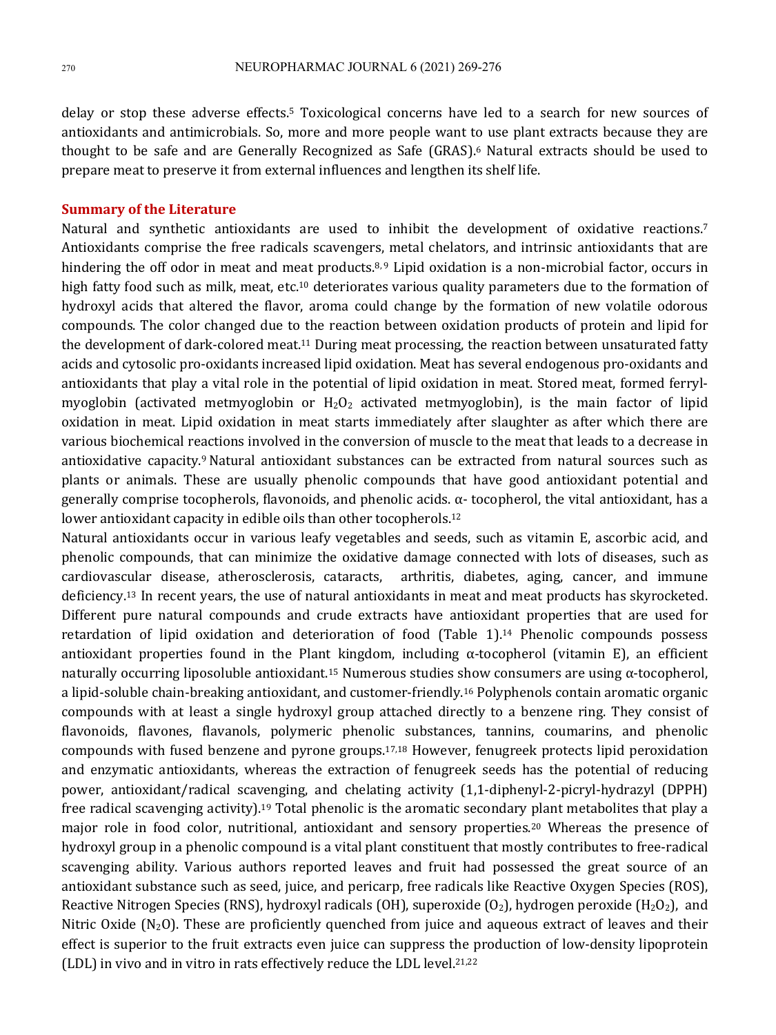delay or stop these adverse effects.[5] Toxicological concerns have led to a search for new sources of antioxidants and antimicrobials. So, more and more people want to use plant extracts because they are thought to be safe and are Generally Recognized as Safe (GRAS).[6] Natural extracts should be used to prepare meat to preserve it from external influences and lengthen its shelf life.

## Summary of the Literature

Natural and synthetic antioxidants are used to inhibit the development of oxidative reactions.[7] Antioxidants comprise the free radicals scavengers, metal chelators, and intrinsic antioxidants that are hindering the off odor in meat and meat products.[8, 9] Lipid oxidation is a non-microbial factor, occurs in high fatty food such as milk, meat, etc.[10] deteriorates various quality parameters due to the formation of hydroxyl acids that altered the flavor, aroma could change by the formation of new volatile odorous compounds. The color changed due to the reaction between oxidation products of protein and lipid for the development of dark-colored meat.[11] During meat processing, the reaction between unsaturated fatty acids and cytosolic pro-oxidants increased lipid oxidation. Meat has several endogenous pro-oxidants and antioxidants that play a vital role in the potential of lipid oxidation in meat. Stored meat, formed ferryl-myoglobin (activated metmyoglobin or $H_2O_2$ activated metmyoglobin), is the main factor of lipid oxidation in meat. Lipid oxidation in meat starts immediately after slaughter as after which there are various biochemical reactions involved in the conversion of muscle to the meat that leads to a decrease in antioxidative capacity.[9] Natural antioxidant substances can be extracted from natural sources such as plants or animals. These are usually phenolic compounds that have good antioxidant potential and generally comprise tocopherols, flavonoids, and phenolic acids. α- tocopherol, the vital antioxidant, has a lower antioxidant capacity in edible oils than other tocopherols.[12]

Natural antioxidants occur in various leafy vegetables and seeds, such as vitamin E, ascorbic acid, and phenolic compounds, that can minimize the oxidative damage connected with lots of diseases, such as cardiovascular disease, atherosclerosis, cataracts, arthritis, diabetes, aging, cancer, and immune deficiency.[13] In recent years, the use of natural antioxidants in meat and meat products has skyrocketed. Different pure natural compounds and crude extracts have antioxidant properties that are used for retardation of lipid oxidation and deterioration of food (Table 1).[14] Phenolic compounds possess antioxidant properties found in the Plant kingdom, including α-tocopherol (vitamin E), an efficient naturally occurring liposoluble antioxidant.[15] Numerous studies show consumers are using α-tocopherol, a lipid-soluble chain-breaking antioxidant, and customer-friendly.[16] Polyphenols contain aromatic organic compounds with at least a single hydroxyl group attached directly to a benzene ring. They consist of flavonoids, flavones, flavanols, polymeric phenolic substances, tannins, coumarins, and phenolic compounds with fused benzene and pyrone groups.[17,18] However, fenugreek protects lipid peroxidation and enzymatic antioxidants, whereas the extraction of fenugreek seeds has the potential of reducing power, antioxidant/radical scavenging, and chelating activity (1,1-diphenyl-2-picryl-hydrazyl (DPPH) free radical scavenging activity).[19] Total phenolic is the aromatic secondary plant metabolites that play a major role in food color, nutritional, antioxidant and sensory properties.[20] Whereas the presence of hydroxyl group in a phenolic compound is a vital plant constituent that mostly contributes to free-radical scavenging ability. Various authors reported leaves and fruit had possessed the great source of an antioxidant substance such as seed, juice, and pericarp, free radicals like Reactive Oxygen Species (ROS), Reactive Nitrogen Species (RNS), hydroxyl radicals (OH), superoxide ($O_2$), hydrogen peroxide ($H_2O_2$), and Nitric Oxide ($N_2O$). These are proficiently quenched from juice and aqueous extract of leaves and their effect is superior to the fruit extracts even juice can suppress the production of low-density lipoprotein (LDL) in vivo and in vitro in rats effectively reduce the LDL level.[21,22]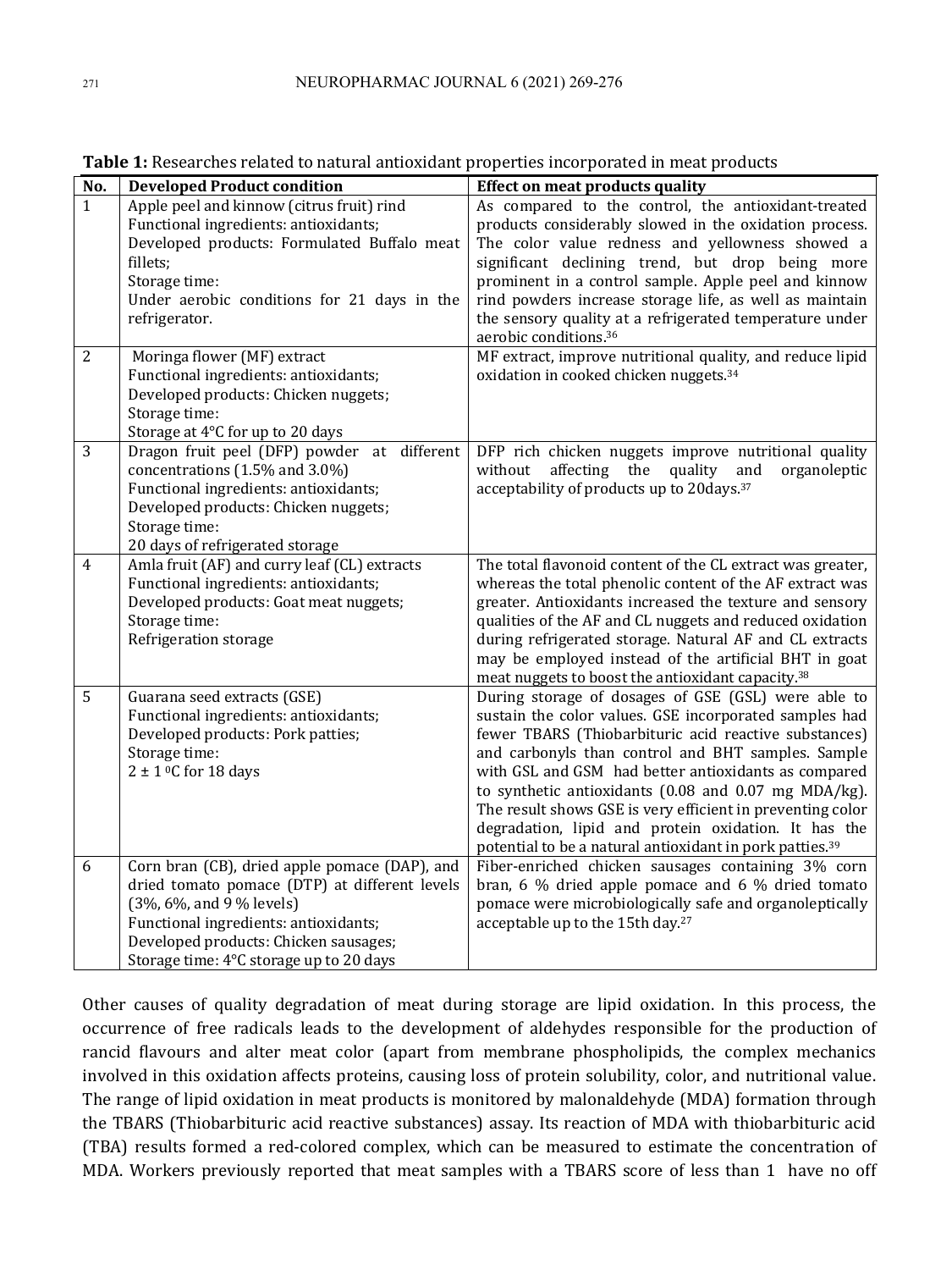**Table 1:** Researches related to natural antioxidant properties incorporated in meat products

| No. | Developed Product condition | Effect on meat products quality |
|---|---|---|
| 1 | Apple peel and kinnow (citrus fruit) rind<br>Functional ingredients: antioxidants;<br>Developed products: Formulated Buffalo meat fillets;<br>Storage time:<br>Under aerobic conditions for 21 days in the refrigerator. | As compared to the control, the antioxidant-treated products considerably slowed in the oxidation process. The color value redness and yellowness showed a significant declining trend, but drop being more prominent in a control sample. Apple peel and kinnow rind powders increase storage life, as well as maintain the sensory quality at a refrigerated temperature under aerobic conditions.[36] |
| 2 | Moringa flower (MF) extract<br>Functional ingredients: antioxidants;<br>Developed products: Chicken nuggets;<br>Storage time:<br>Storage at 4°C for up to 20 days | MF extract, improve nutritional quality, and reduce lipid oxidation in cooked chicken nuggets.[34] |
| 3 | Dragon fruit peel (DFP) powder at different concentrations (1.5% and 3.0%)<br>Functional ingredients: antioxidants;<br>Developed products: Chicken nuggets;<br>Storage time:<br>20 days of refrigerated storage | DFP rich chicken nuggets improve nutritional quality without affecting the quality and organoleptic acceptability of products up to 20days.[37] |
| 4 | Amla fruit (AF) and curry leaf (CL) extracts<br>Functional ingredients: antioxidants;<br>Developed products: Goat meat nuggets;<br>Storage time:<br>Refrigeration storage | The total flavonoid content of the CL extract was greater, whereas the total phenolic content of the AF extract was greater. Antioxidants increased the texture and sensory qualities of the AF and CL nuggets and reduced oxidation during refrigerated storage. Natural AF and CL extracts may be employed instead of the artificial BHT in goat meat nuggets to boost the antioxidant capacity.[38] |
| 5 | Guarana seed extracts (GSE)<br>Functional ingredients: antioxidants;<br>Developed products: Pork patties;<br>Storage time:<br>2 ± 1 °C for 18 days | During storage of dosages of GSE (GSL) were able to sustain the color values. GSE incorporated samples had fewer TBARS (Thiobarbituric acid reactive substances) and carbonyls than control and BHT samples. Sample with GSL and GSM had better antioxidants as compared to synthetic antioxidants (0.08 and 0.07 mg MDA/kg). The result shows GSE is very efficient in preventing color degradation, lipid and protein oxidation. It has the potential to be a natural antioxidant in pork patties.[39] |
| 6 | Corn bran (CB), dried apple pomace (DAP), and dried tomato pomace (DTP) at different levels (3%, 6%, and 9 % levels)<br>Functional ingredients: antioxidants;<br>Developed products: Chicken sausages;<br>Storage time: 4°C storage up to 20 days | Fiber-enriched chicken sausages containing 3% corn bran, 6 % dried apple pomace and 6 % dried tomato pomace were microbiologically safe and organoleptically acceptable up to the 15th day.[27] |

Other causes of quality degradation of meat during storage are lipid oxidation. In this process, the occurrence of free radicals leads to the development of aldehydes responsible for the production of rancid flavours and alter meat color (apart from membrane phospholipids, the complex mechanics involved in this oxidation affects proteins, causing loss of protein solubility, color, and nutritional value. The range of lipid oxidation in meat products is monitored by malonaldehyde (MDA) formation through the TBARS (Thiobarbituric acid reactive substances) assay. Its reaction of MDA with thiobarbituric acid (TBA) results formed a red-colored complex, which can be measured to estimate the concentration of MDA. Workers previously reported that meat samples with a TBARS score of less than 1 have no off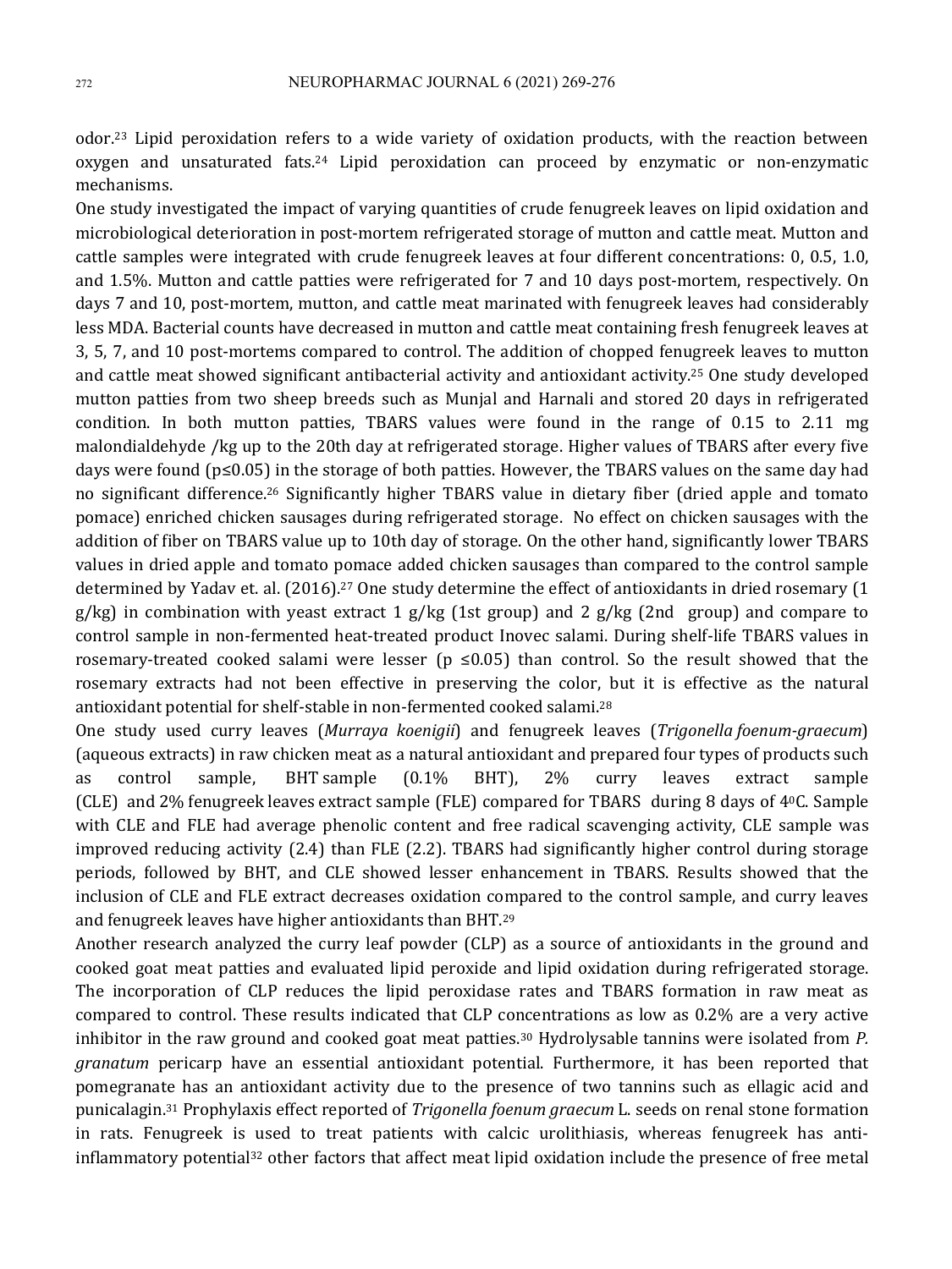odor.[23] Lipid peroxidation refers to a wide variety of oxidation products, with the reaction between oxygen and unsaturated fats.[24] Lipid peroxidation can proceed by enzymatic or non-enzymatic mechanisms.

One study investigated the impact of varying quantities of crude fenugreek leaves on lipid oxidation and microbiological deterioration in post-mortem refrigerated storage of mutton and cattle meat. Mutton and cattle samples were integrated with crude fenugreek leaves at four different concentrations: 0, 0.5, 1.0, and 1.5%. Mutton and cattle patties were refrigerated for 7 and 10 days post-mortem, respectively. On days 7 and 10, post-mortem, mutton, and cattle meat marinated with fenugreek leaves had considerably less MDA. Bacterial counts have decreased in mutton and cattle meat containing fresh fenugreek leaves at 3, 5, 7, and 10 post-mortems compared to control. The addition of chopped fenugreek leaves to mutton and cattle meat showed significant antibacterial activity and antioxidant activity.[25] One study developed mutton patties from two sheep breeds such as Munjal and Harnali and stored 20 days in refrigerated condition. In both mutton patties, TBARS values were found in the range of 0.15 to 2.11 mg malondialdehyde /kg up to the 20th day at refrigerated storage. Higher values of TBARS after every five days were found ($p \leq 0.05$) in the storage of both patties. However, the TBARS values on the same day had no significant difference.[26] Significantly higher TBARS value in dietary fiber (dried apple and tomato pomace) enriched chicken sausages during refrigerated storage. No effect on chicken sausages with the addition of fiber on TBARS value up to 10th day of storage. On the other hand, significantly lower TBARS values in dried apple and tomato pomace added chicken sausages than compared to the control sample determined by Yadav et. al. (2016).[27] One study determine the effect of antioxidants in dried rosemary (1 g/kg) in combination with yeast extract 1 g/kg (1st group) and 2 g/kg (2nd group) and compare to control sample in non-fermented heat-treated product Inovec salami. During shelf-life TBARS values in rosemary-treated cooked salami were lesser ($p \leq 0.05$) than control. So the result showed that the rosemary extracts had not been effective in preserving the color, but it is effective as the natural antioxidant potential for shelf-stable in non-fermented cooked salami.[28]

One study used curry leaves (*Murraya koenigii*) and fenugreek leaves (*Trigonella foenum-graecum*) (aqueous extracts) in raw chicken meat as a natural antioxidant and prepared four types of products such as control sample, BHT sample (0.1% BHT), 2% curry leaves extract sample (CLE) and 2% fenugreek leaves extract sample (FLE) compared for TBARS during 8 days of 4$^{0}$C. Sample with CLE and FLE had average phenolic content and free radical scavenging activity, CLE sample was improved reducing activity (2.4) than FLE (2.2). TBARS had significantly higher control during storage periods, followed by BHT, and CLE showed lesser enhancement in TBARS. Results showed that the inclusion of CLE and FLE extract decreases oxidation compared to the control sample, and curry leaves and fenugreek leaves have higher antioxidants than BHT.[29]

Another research analyzed the curry leaf powder (CLP) as a source of antioxidants in the ground and cooked goat meat patties and evaluated lipid peroxide and lipid oxidation during refrigerated storage. The incorporation of CLP reduces the lipid peroxidase rates and TBARS formation in raw meat as compared to control. These results indicated that CLP concentrations as low as 0.2% are a very active inhibitor in the raw ground and cooked goat meat patties.[30] Hydrolysable tannins were isolated from *P. granatum* pericarp have an essential antioxidant potential. Furthermore, it has been reported that pomegranate has an antioxidant activity due to the presence of two tannins such as ellagic acid and punicalagin.[31] Prophylaxis effect reported of *Trigonella foenum graecum* L. seeds on renal stone formation in rats. Fenugreek is used to treat patients with calcic urolithiasis, whereas fenugreek has anti-inflammatory potential[32] other factors that affect meat lipid oxidation include the presence of free metal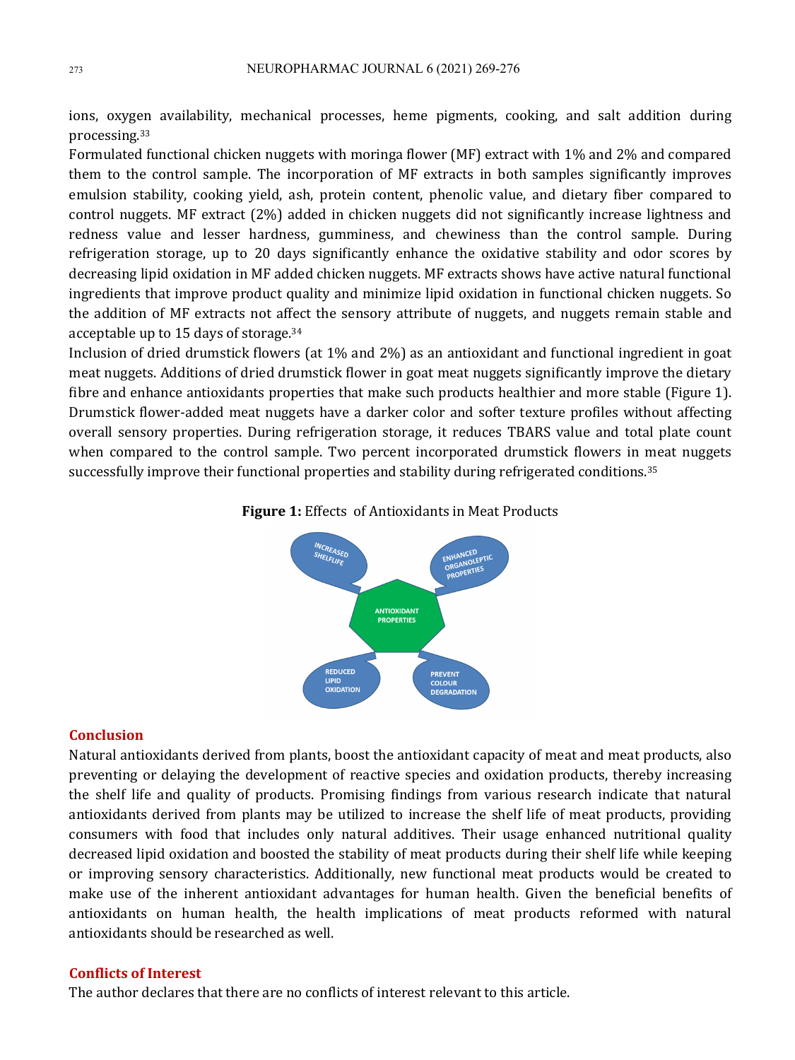ions, oxygen availability, mechanical processes, heme pigments, cooking, and salt addition during processing.[33]

Formulated functional chicken nuggets with moringa flower (MF) extract with 1% and 2% and compared them to the control sample. The incorporation of MF extracts in both samples significantly improves emulsion stability, cooking yield, ash, protein content, phenolic value, and dietary fiber compared to control nuggets. MF extract (2%) added in chicken nuggets did not significantly increase lightness and redness value and lesser hardness, gumminess, and chewiness than the control sample. During refrigeration storage, up to 20 days significantly enhance the oxidative stability and odor scores by decreasing lipid oxidation in MF added chicken nuggets. MF extracts shows have active natural functional ingredients that improve product quality and minimize lipid oxidation in functional chicken nuggets. So the addition of MF extracts not affect the sensory attribute of nuggets, and nuggets remain stable and acceptable up to 15 days of storage.[34]

Inclusion of dried drumstick flowers (at 1% and 2%) as an antioxidant and functional ingredient in goat meat nuggets. Additions of dried drumstick flower in goat meat nuggets significantly improve the dietary fibre and enhance antioxidants properties that make such products healthier and more stable (Figure 1). Drumstick flower-added meat nuggets have a darker color and softer texture profiles without affecting overall sensory properties. During refrigeration storage, it reduces TBARS value and total plate count when compared to the control sample. Two percent incorporated drumstick flowers in meat nuggets successfully improve their functional properties and stability during refrigerated conditions.[35]

**Figure 1:** Effects of Antioxidants in Meat Products

## Conclusion

Natural antioxidants derived from plants, boost the antioxidant capacity of meat and meat products, also preventing or delaying the development of reactive species and oxidation products, thereby increasing the shelf life and quality of products. Promising findings from various research indicate that natural antioxidants derived from plants may be utilized to increase the shelf life of meat products, providing consumers with food that includes only natural additives. Their usage enhanced nutritional quality decreased lipid oxidation and boosted the stability of meat products during their shelf life while keeping or improving sensory characteristics. Additionally, new functional meat products would be created to make use of the inherent antioxidant advantages for human health. Given the beneficial benefits of antioxidants on human health, the health implications of meat products reformed with natural antioxidants should be researched as well.

## Conflicts of Interest

The author declares that there are no conflicts of interest relevant to this article.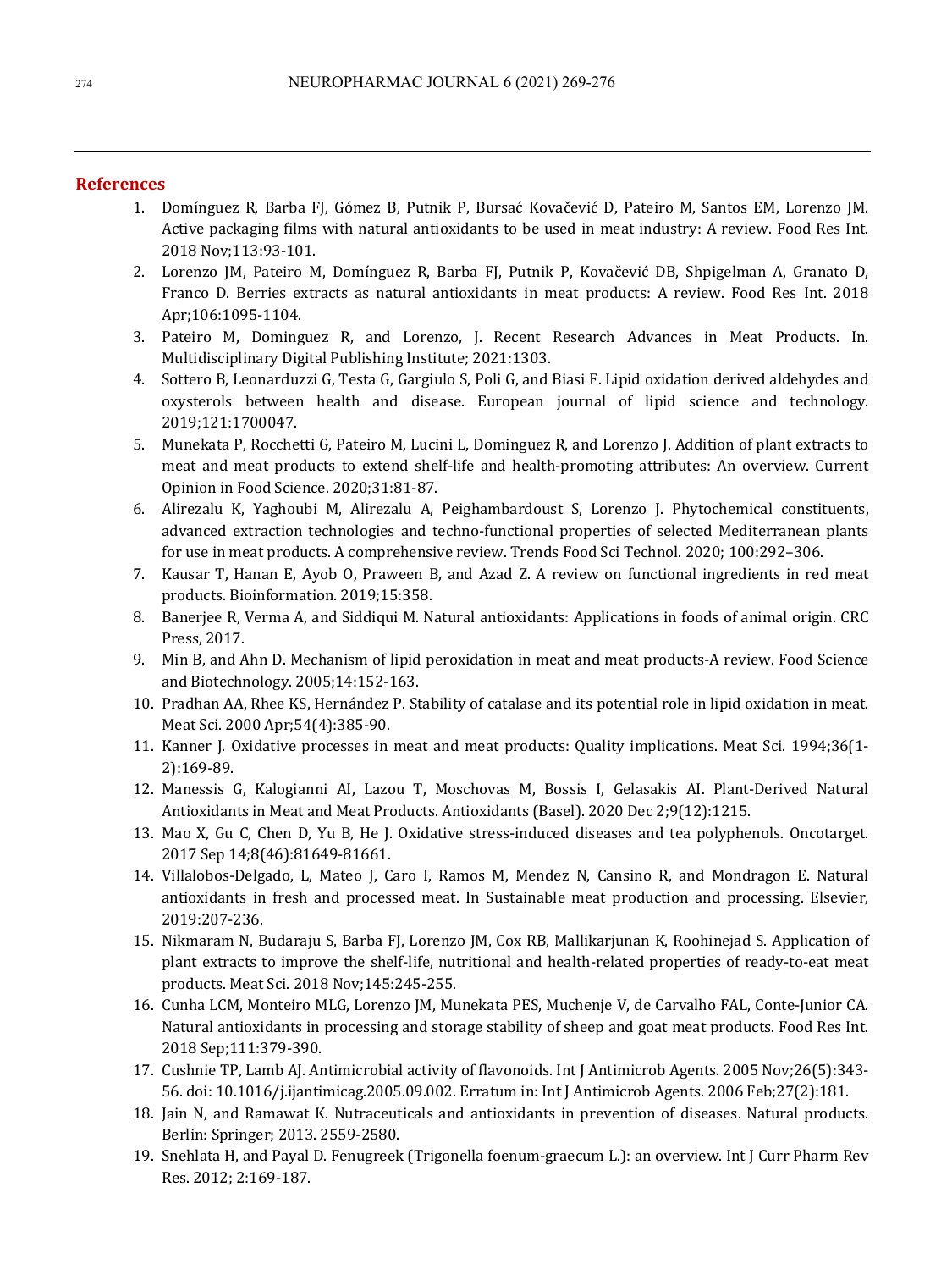## References

1. Domínguez R, Barba FJ, Gómez B, Putnik P, Bursać Kovačević D, Pateiro M, Santos EM, Lorenzo JM. Active packaging films with natural antioxidants to be used in meat industry: A review. Food Res Int. 2018 Nov;113:93-101.
2. Lorenzo JM, Pateiro M, Domínguez R, Barba FJ, Putnik P, Kovačević DB, Shpigelman A, Granato D, Franco D. Berries extracts as natural antioxidants in meat products: A review. Food Res Int. 2018 Apr;106:1095-1104.
3. Pateiro M, Dominguez R, and Lorenzo, J. Recent Research Advances in Meat Products. In. Multidisciplinary Digital Publishing Institute; 2021:1303.
4. Sottero B, Leonarduzzi G, Testa G, Gargiulo S, Poli G, and Biasi F. Lipid oxidation derived aldehydes and oxysterols between health and disease. European journal of lipid science and technology. 2019;121:1700047.
5. Munekata P, Rocchetti G, Pateiro M, Lucini L, Dominguez R, and Lorenzo J. Addition of plant extracts to meat and meat products to extend shelf-life and health-promoting attributes: An overview. Current Opinion in Food Science. 2020;31:81-87.
6. Alirezalu K, Yaghoubi M, Alirezalu A, Peighambardoust S, Lorenzo J. Phytochemical constituents, advanced extraction technologies and techno-functional properties of selected Mediterranean plants for use in meat products. A comprehensive review. Trends Food Sci Technol. 2020; 100:292–306.
7. Kausar T, Hanan E, Ayob O, Praween B, and Azad Z. A review on functional ingredients in red meat products. Bioinformation. 2019;15:358.
8. Banerjee R, Verma A, and Siddiqui M. Natural antioxidants: Applications in foods of animal origin. CRC Press, 2017.
9. Min B, and Ahn D. Mechanism of lipid peroxidation in meat and meat products-A review. Food Science and Biotechnology. 2005;14:152-163.
10. Pradhan AA, Rhee KS, Hernández P. Stability of catalase and its potential role in lipid oxidation in meat. Meat Sci. 2000 Apr;54(4):385-90.
11. Kanner J. Oxidative processes in meat and meat products: Quality implications. Meat Sci. 1994;36(1-2):169-89.
12. Manessis G, Kalogianni AI, Lazou T, Moschovas M, Bossis I, Gelasakis AI. Plant-Derived Natural Antioxidants in Meat and Meat Products. Antioxidants (Basel). 2020 Dec 2;9(12):1215.
13. Mao X, Gu C, Chen D, Yu B, He J. Oxidative stress-induced diseases and tea polyphenols. Oncotarget. 2017 Sep 14;8(46):81649-81661.
14. Villalobos-Delgado, L, Mateo J, Caro I, Ramos M, Mendez N, Cansino R, and Mondragon E. Natural antioxidants in fresh and processed meat. In Sustainable meat production and processing. Elsevier, 2019:207-236.
15. Nikmaram N, Budaraju S, Barba FJ, Lorenzo JM, Cox RB, Mallikarjunan K, Roohinejad S. Application of plant extracts to improve the shelf-life, nutritional and health-related properties of ready-to-eat meat products. Meat Sci. 2018 Nov;145:245-255.
16. Cunha LCM, Monteiro MLG, Lorenzo JM, Munekata PES, Muchenje V, de Carvalho FAL, Conte-Junior CA. Natural antioxidants in processing and storage stability of sheep and goat meat products. Food Res Int. 2018 Sep;111:379-390.
17. Cushnie TP, Lamb AJ. Antimicrobial activity of flavonoids. Int J Antimicrob Agents. 2005 Nov;26(5):343-56. doi: 10.1016/j.ijantimicag.2005.09.002. Erratum in: Int J Antimicrob Agents. 2006 Feb;27(2):181.
18. Jain N, and Ramawat K. Nutraceuticals and antioxidants in prevention of diseases. Natural products. Berlin: Springer; 2013. 2559-2580.
19. Snehlata H, and Payal D. Fenugreek (Trigonella foenum-graecum L.): an overview. Int J Curr Pharm Rev Res. 2012; 2:169-187.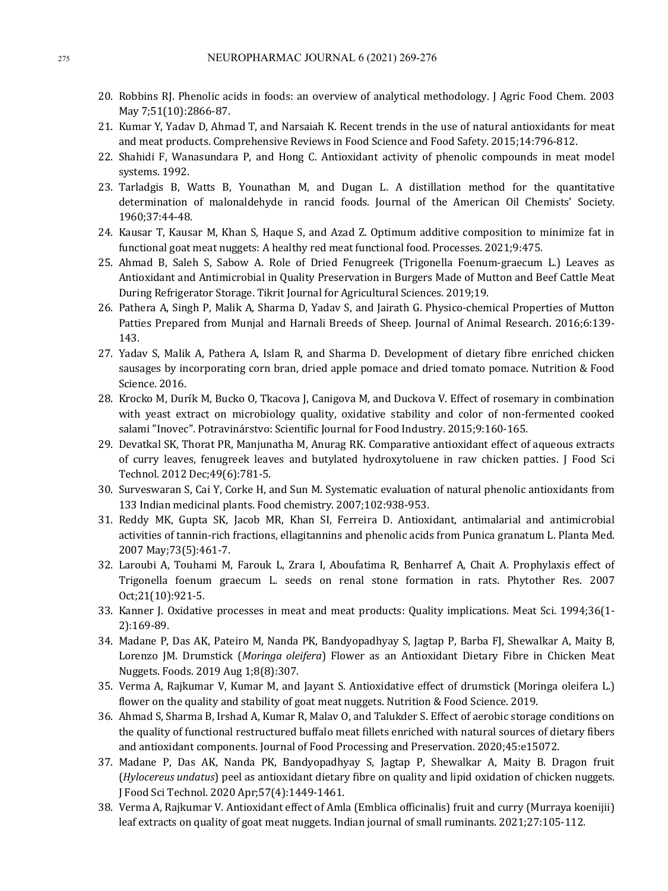20. Robbins RJ. Phenolic acids in foods: an overview of analytical methodology. J Agric Food Chem. 2003 May 7;51(10):2866-87.
21. Kumar Y, Yadav D, Ahmad T, and Narsaiah K. Recent trends in the use of natural antioxidants for meat and meat products. Comprehensive Reviews in Food Science and Food Safety. 2015;14:796-812.
22. Shahidi F, Wanasundara P, and Hong C. Antioxidant activity of phenolic compounds in meat model systems. 1992.
23. Tarladgis B, Watts B, Younathan M, and Dugan L. A distillation method for the quantitative determination of malonaldehyde in rancid foods. Journal of the American Oil Chemists' Society. 1960;37:44-48.
24. Kausar T, Kausar M, Khan S, Haque S, and Azad Z. Optimum additive composition to minimize fat in functional goat meat nuggets: A healthy red meat functional food. Processes. 2021;9:475.
25. Ahmad B, Saleh S, Sabow A. Role of Dried Fenugreek (Trigonella Foenum-graecum L.) Leaves as Antioxidant and Antimicrobial in Quality Preservation in Burgers Made of Mutton and Beef Cattle Meat During Refrigerator Storage. Tikrit Journal for Agricultural Sciences. 2019;19.
26. Pathera A, Singh P, Malik A, Sharma D, Yadav S, and Jairath G. Physico-chemical Properties of Mutton Patties Prepared from Munjal and Harnali Breeds of Sheep. Journal of Animal Research. 2016;6:139-143.
27. Yadav S, Malik A, Pathera A, Islam R, and Sharma D. Development of dietary fibre enriched chicken sausages by incorporating corn bran, dried apple pomace and dried tomato pomace. Nutrition & Food Science. 2016.
28. Krocko M, Durík M, Bucko O, Tkacova J, Canigova M, and Duckova V. Effect of rosemary in combination with yeast extract on microbiology quality, oxidative stability and color of non-fermented cooked salami "Inovec". Potravinárstvo: Scientific Journal for Food Industry. 2015;9:160-165.
29. Devatkal SK, Thorat PR, Manjunatha M, Anurag RK. Comparative antioxidant effect of aqueous extracts of curry leaves, fenugreek leaves and butylated hydroxytoluene in raw chicken patties. J Food Sci Technol. 2012 Dec;49(6):781-5.
30. Surveswaran S, Cai Y, Corke H, and Sun M. Systematic evaluation of natural phenolic antioxidants from 133 Indian medicinal plants. Food chemistry. 2007;102:938-953.
31. Reddy MK, Gupta SK, Jacob MR, Khan SI, Ferreira D. Antioxidant, antimalarial and antimicrobial activities of tannin-rich fractions, ellagitannins and phenolic acids from Punica granatum L. Planta Med. 2007 May;73(5):461-7.
32. Laroubi A, Touhami M, Farouk L, Zrara I, Aboufatima R, Benharref A, Chait A. Prophylaxis effect of Trigonella foenum graecum L. seeds on renal stone formation in rats. Phytother Res. 2007 Oct;21(10):921-5.
33. Kanner J. Oxidative processes in meat and meat products: Quality implications. Meat Sci. 1994;36(1-2):169-89.
34. Madane P, Das AK, Pateiro M, Nanda PK, Bandyopadhyay S, Jagtap P, Barba FJ, Shewalkar A, Maity B, Lorenzo JM. Drumstick (*Moringa oleifera*) Flower as an Antioxidant Dietary Fibre in Chicken Meat Nuggets. Foods. 2019 Aug 1;8(8):307.
35. Verma A, Rajkumar V, Kumar M, and Jayant S. Antioxidative effect of drumstick (Moringa oleifera L.) flower on the quality and stability of goat meat nuggets. Nutrition & Food Science. 2019.
36. Ahmad S, Sharma B, Irshad A, Kumar R, Malav O, and Talukder S. Effect of aerobic storage conditions on the quality of functional restructured buffalo meat fillets enriched with natural sources of dietary fibers and antioxidant components. Journal of Food Processing and Preservation. 2020;45:e15072.
37. Madane P, Das AK, Nanda PK, Bandyopadhyay S, Jagtap P, Shewalkar A, Maity B. Dragon fruit (*Hylocereus undatus*) peel as antioxidant dietary fibre on quality and lipid oxidation of chicken nuggets. J Food Sci Technol. 2020 Apr;57(4):1449-1461.
38. Verma A, Rajkumar V. Antioxidant effect of Amla (Emblica officinalis) fruit and curry (Murraya koenijii) leaf extracts on quality of goat meat nuggets. Indian journal of small ruminants. 2021;27:105-112.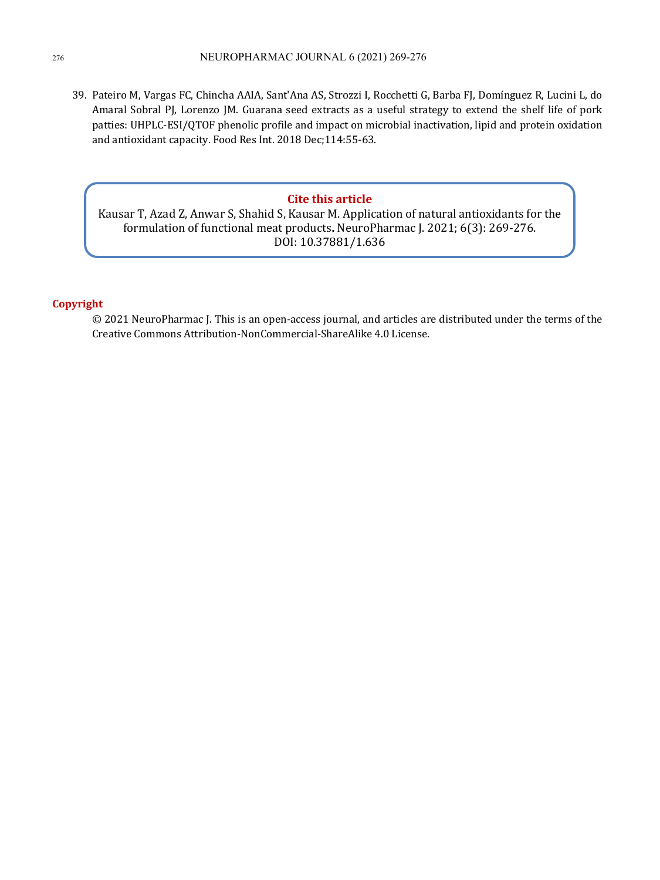39. Pateiro M, Vargas FC, Chincha AAIA, Sant'Ana AS, Strozzi I, Rocchetti G, Barba FJ, Domínguez R, Lucini L, do Amaral Sobral PJ, Lorenzo JM. Guarana seed extracts as a useful strategy to extend the shelf life of pork patties: UHPLC-ESI/QTOF phenolic profile and impact on microbial inactivation, lipid and protein oxidation and antioxidant capacity. Food Res Int. 2018 Dec;114:55-63.

**Cite this article**

Kausar T, Azad Z, Anwar S, Shahid S, Kausar M. Application of natural antioxidants for the formulation of functional meat products**.** NeuroPharmac J. 2021; 6(3): 269-276. DOI: 10.37881/1.636

**Copyright**

© 2021 NeuroPharmac J. This is an open-access journal, and articles are distributed under the terms of the Creative Commons Attribution-NonCommercial-ShareAlike 4.0 License.